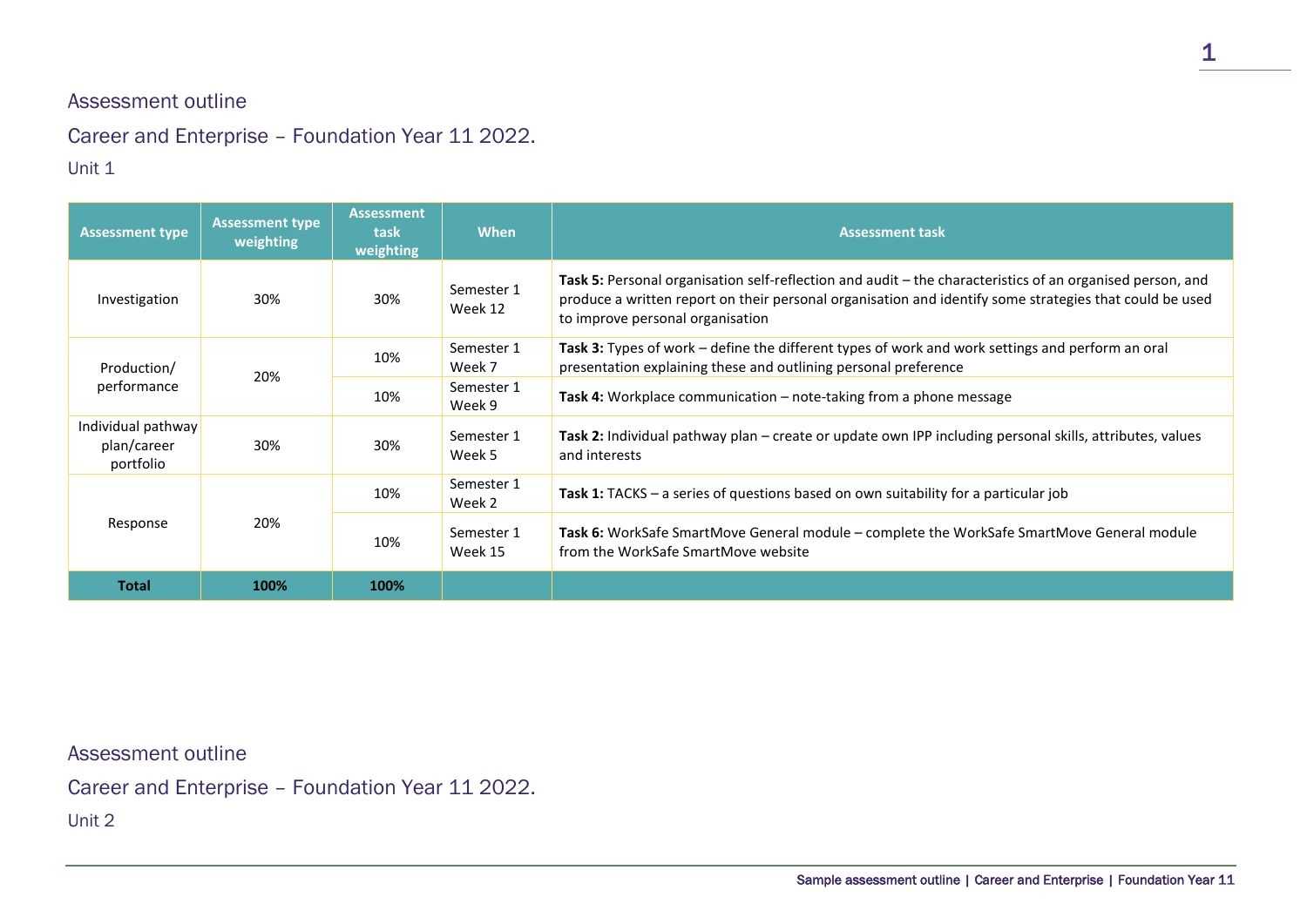## Assessment outline

## Career and Enterprise – Foundation Year 11 2022.

### Unit 1

| Assessment type | Assessment type weighting | Assessment task weighting | When | Assessment task |
|---|---|---|---|---|
| Investigation | 30% | 30% | Semester 1 Week 12 | **Task 5:** Personal organisation self-reflection and audit – the characteristics of an organised person, and produce a written report on their personal organisation and identify some strategies that could be used to improve personal organisation |
| Production/ performance | 20% | 10% | Semester 1 Week 7 | **Task 3:** Types of work – define the different types of work and work settings and perform an oral presentation explaining these and outlining personal preference |
| | | 10% | Semester 1 Week 9 | **Task 4:** Workplace communication – note-taking from a phone message |
| Individual pathway plan/career portfolio | 30% | 30% | Semester 1 Week 5 | **Task 2:** Individual pathway plan – create or update own IPP including personal skills, attributes, values and interests |
| Response | 20% | 10% | Semester 1 Week 2 | **Task 1:** TACKS – a series of questions based on own suitability for a particular job |
| | | 10% | Semester 1 Week 15 | **Task 6:** WorkSafe SmartMove General module – complete the WorkSafe SmartMove General module from the WorkSafe SmartMove website |
| **Total** | **100%** | **100%** | | |

## Assessment outline

## Career and Enterprise – Foundation Year 11 2022.

### Unit 2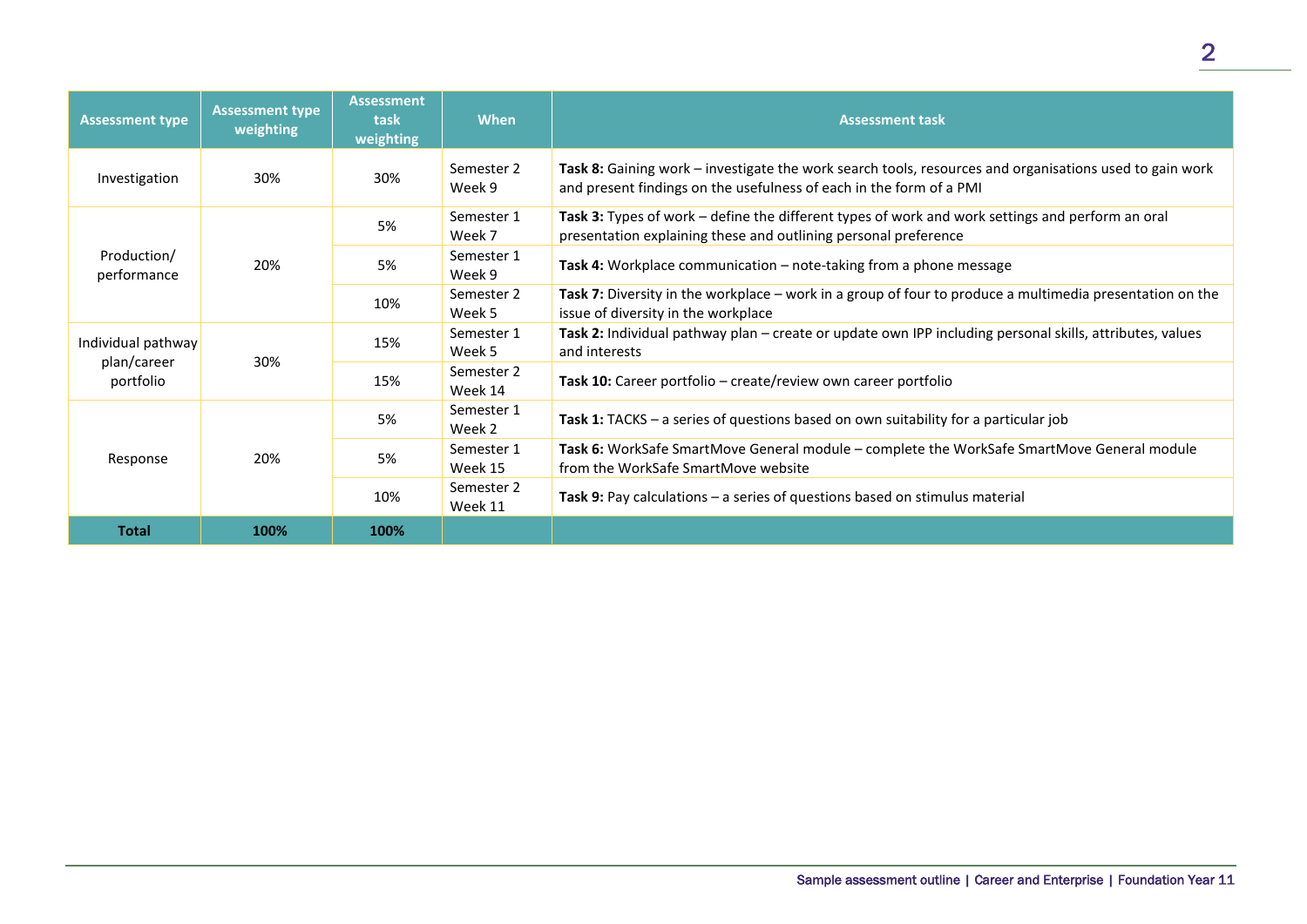| Assessment type | Assessment type weighting | Assessment task weighting | When | Assessment task |
|---|---|---|---|---|
| Investigation | 30% | 30% | Semester 2 Week 9 | **Task 8:** Gaining work – investigate the work search tools, resources and organisations used to gain work and present findings on the usefulness of each in the form of a PMI |
| Production/ performance | 20% | 5% | Semester 1 Week 7 | **Task 3:** Types of work – define the different types of work and work settings and perform an oral presentation explaining these and outlining personal preference |
| | | 5% | Semester 1 Week 9 | **Task 4:** Workplace communication – note-taking from a phone message |
| | | 10% | Semester 2 Week 5 | **Task 7:** Diversity in the workplace – work in a group of four to produce a multimedia presentation on the issue of diversity in the workplace |
| Individual pathway plan/career portfolio | 30% | 15% | Semester 1 Week 5 | **Task 2:** Individual pathway plan – create or update own IPP including personal skills, attributes, values and interests |
| | | 15% | Semester 2 Week 14 | **Task 10:** Career portfolio – create/review own career portfolio |
| Response | 20% | 5% | Semester 1 Week 2 | **Task 1:** TACKS – a series of questions based on own suitability for a particular job |
| | | 5% | Semester 1 Week 15 | **Task 6:** WorkSafe SmartMove General module – complete the WorkSafe SmartMove General module from the WorkSafe SmartMove website |
| | | 10% | Semester 2 Week 11 | **Task 9:** Pay calculations – a series of questions based on stimulus material |
| **Total** | **100%** | **100%** | | |